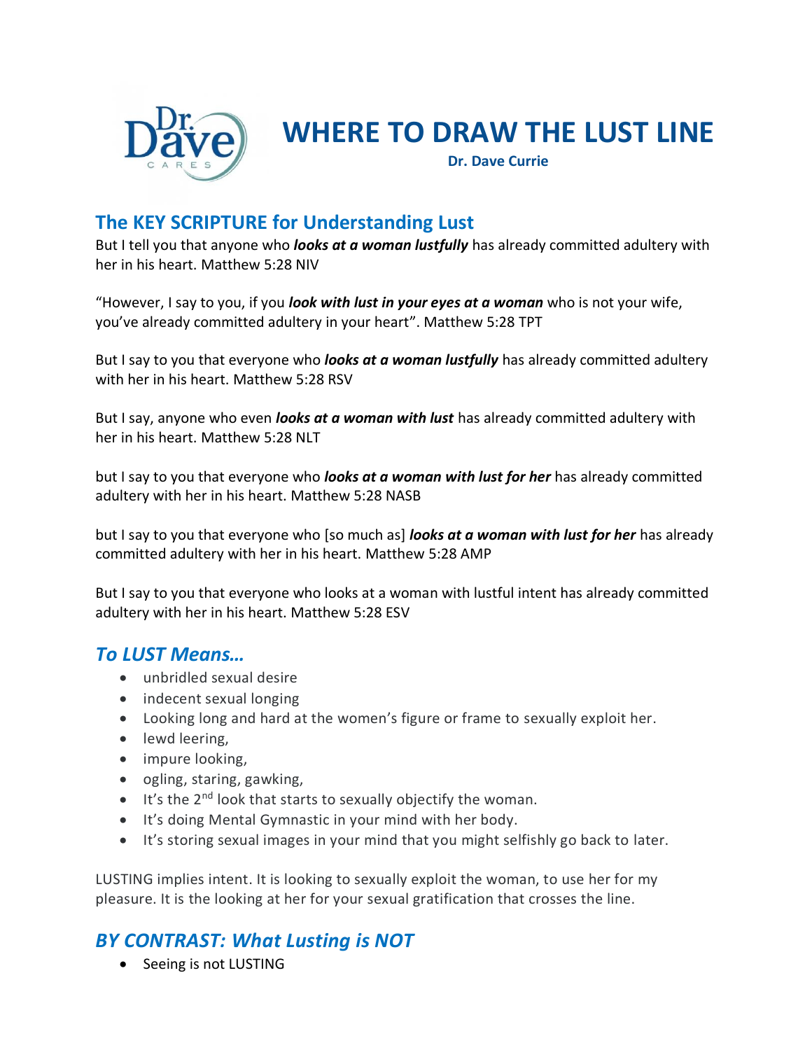# WHERE TO DRAW THE LUST LINE

**Dr. Dave Currie**

## The KEY SCRIPTURE for Understanding Lust

But I tell you that anyone who ***looks at a woman lustfully*** has already committed adultery with her in his heart. Matthew 5:28 NIV

"However, I say to you, if you ***look with lust in your eyes at a woman*** who is not your wife, you've already committed adultery in your heart". Matthew 5:28 TPT

But I say to you that everyone who ***looks at a woman lustfully*** has already committed adultery with her in his heart. Matthew 5:28 RSV

But I say, anyone who even ***looks at a woman with lust*** has already committed adultery with her in his heart. Matthew 5:28 NLT

but I say to you that everyone who ***looks at a woman with lust for her*** has already committed adultery with her in his heart. Matthew 5:28 NASB

but I say to you that everyone who [so much as] ***looks at a woman with lust for her*** has already committed adultery with her in his heart. Matthew 5:28 AMP

But I say to you that everyone who looks at a woman with lustful intent has already committed adultery with her in his heart. Matthew 5:28 ESV

## *To LUST Means…*

- unbridled sexual desire
- indecent sexual longing
- Looking long and hard at the women's figure or frame to sexually exploit her.
- lewd leering,
- impure looking,
- ogling, staring, gawking,
- It's the 2nd look that starts to sexually objectify the woman.
- It's doing Mental Gymnastic in your mind with her body.
- It's storing sexual images in your mind that you might selfishly go back to later.

LUSTING implies intent. It is looking to sexually exploit the woman, to use her for my pleasure. It is the looking at her for your sexual gratification that crosses the line.

## *BY CONTRAST: What Lusting is NOT*

- Seeing is not LUSTING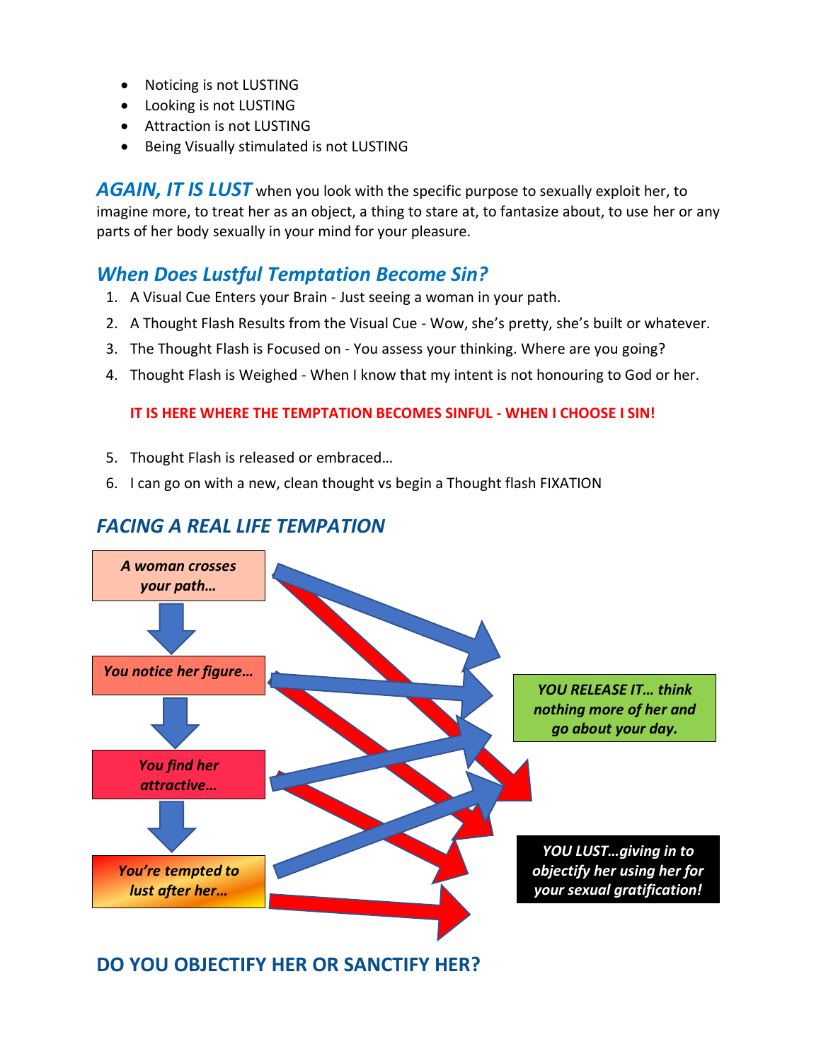- Noticing is not LUSTING
- Looking is not LUSTING
- Attraction is not LUSTING
- Being Visually stimulated is not LUSTING

***AGAIN, IT IS LUST*** when you look with the specific purpose to sexually exploit her, to imagine more, to treat her as an object, a thing to stare at, to fantasize about, to use her or any parts of her body sexually in your mind for your pleasure.

## *When Does Lustful Temptation Become Sin?*

1. A Visual Cue Enters your Brain - Just seeing a woman in your path.
2. A Thought Flash Results from the Visual Cue - Wow, she's pretty, she's built or whatever.
3. The Thought Flash is Focused on - You assess your thinking. Where are you going?
4. Thought Flash is Weighed - When I know that my intent is not honouring to God or her.

**IT IS HERE WHERE THE TEMPTATION BECOMES SINFUL - WHEN I CHOOSE I SIN!**

5. Thought Flash is released or embraced…
6. I can go on with a new, clean thought vs begin a Thought flash FIXATION

## *FACING A REAL LIFE TEMPATION*

***A woman crosses your path…***

***You notice her figure…***

***You find her attractive…***

***You're tempted to lust after her…***

***YOU RELEASE IT… think nothing more of her and go about your day.***

***YOU LUST…giving in to objectify her using her for your sexual gratification!***

## DO YOU OBJECTIFY HER OR SANCTIFY HER?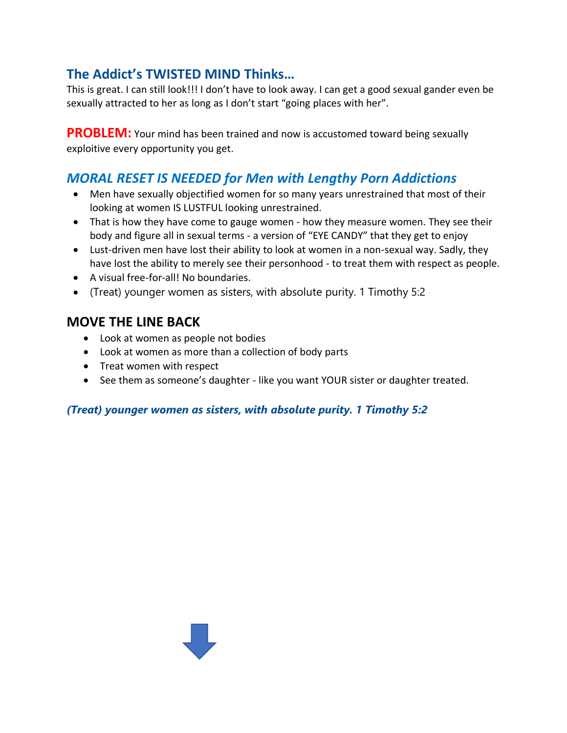## The Addict's TWISTED MIND Thinks…

This is great. I can still look!!! I don't have to look away. I can get a good sexual gander even be sexually attracted to her as long as I don't start "going places with her".

**PROBLEM:** Your mind has been trained and now is accustomed toward being sexually exploitive every opportunity you get.

## *MORAL RESET IS NEEDED for Men with Lengthy Porn Addictions*

- Men have sexually objectified women for so many years unrestrained that most of their looking at women IS LUSTFUL looking unrestrained.
- That is how they have come to gauge women - how they measure women. They see their body and figure all in sexual terms - a version of "EYE CANDY" that they get to enjoy
- Lust-driven men have lost their ability to look at women in a non-sexual way. Sadly, they have lost the ability to merely see their personhood - to treat them with respect as people.
- A visual free-for-all! No boundaries.
- (Treat) younger women as sisters, with absolute purity. 1 Timothy 5:2

## MOVE THE LINE BACK

- Look at women as people not bodies
- Look at women as more than a collection of body parts
- Treat women with respect
- See them as someone's daughter - like you want YOUR sister or daughter treated.

***(Treat) younger women as sisters, with absolute purity. 1 Timothy 5:2***